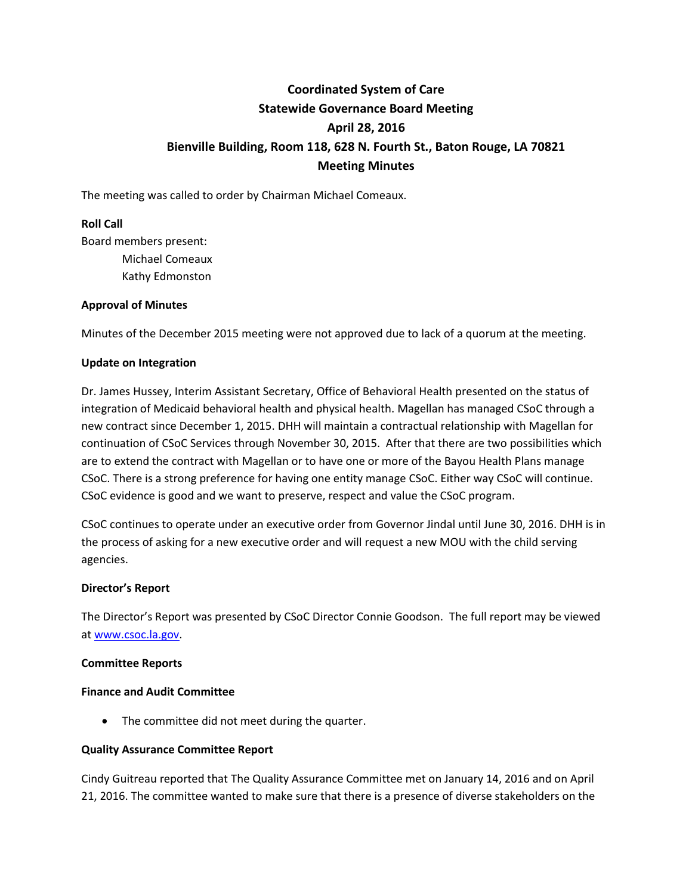# Coordinated System of Care
## Statewide Governance Board Meeting
## April 28, 2016
## Bienville Building, Room 118, 628 N. Fourth St., Baton Rouge, LA 70821
## Meeting Minutes

The meeting was called to order by Chairman Michael Comeaux.

**Roll Call**

Board members present:

- Michael Comeaux
- Kathy Edmonston

**Approval of Minutes**

Minutes of the December 2015 meeting were not approved due to lack of a quorum at the meeting.

**Update on Integration**

Dr. James Hussey, Interim Assistant Secretary, Office of Behavioral Health presented on the status of integration of Medicaid behavioral health and physical health. Magellan has managed CSoC through a new contract since December 1, 2015. DHH will maintain a contractual relationship with Magellan for continuation of CSoC Services through November 30, 2015. After that there are two possibilities which are to extend the contract with Magellan or to have one or more of the Bayou Health Plans manage CSoC. There is a strong preference for having one entity manage CSoC. Either way CSoC will continue. CSoC evidence is good and we want to preserve, respect and value the CSoC program.

CSoC continues to operate under an executive order from Governor Jindal until June 30, 2016. DHH is in the process of asking for a new executive order and will request a new MOU with the child serving agencies.

**Director's Report**

The Director's Report was presented by CSoC Director Connie Goodson. The full report may be viewed at www.csoc.la.gov.

**Committee Reports**

**Finance and Audit Committee**

- The committee did not meet during the quarter.

**Quality Assurance Committee Report**

Cindy Guitreau reported that The Quality Assurance Committee met on January 14, 2016 and on April 21, 2016. The committee wanted to make sure that there is a presence of diverse stakeholders on the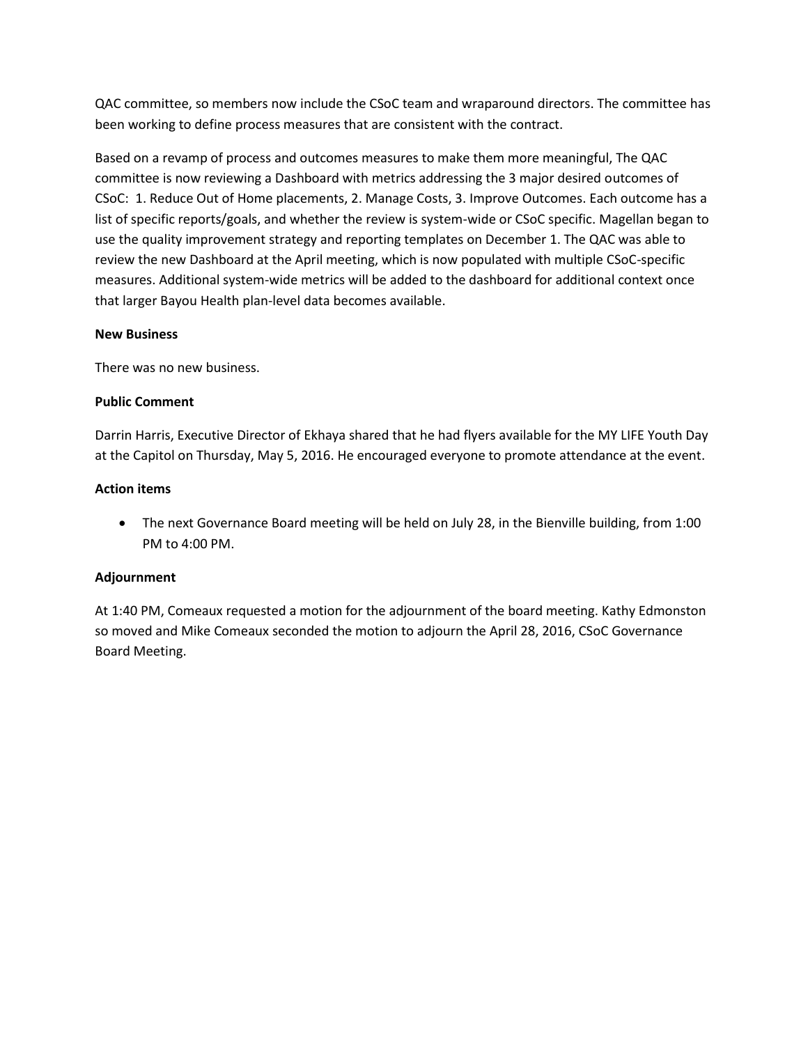QAC committee, so members now include the CSoC team and wraparound directors. The committee has been working to define process measures that are consistent with the contract.

Based on a revamp of process and outcomes measures to make them more meaningful, The QAC committee is now reviewing a Dashboard with metrics addressing the 3 major desired outcomes of CSoC: 1. Reduce Out of Home placements, 2. Manage Costs, 3. Improve Outcomes. Each outcome has a list of specific reports/goals, and whether the review is system-wide or CSoC specific. Magellan began to use the quality improvement strategy and reporting templates on December 1. The QAC was able to review the new Dashboard at the April meeting, which is now populated with multiple CSoC-specific measures. Additional system-wide metrics will be added to the dashboard for additional context once that larger Bayou Health plan-level data becomes available.

**New Business**

There was no new business.

**Public Comment**

Darrin Harris, Executive Director of Ekhaya shared that he had flyers available for the MY LIFE Youth Day at the Capitol on Thursday, May 5, 2016. He encouraged everyone to promote attendance at the event.

**Action items**

- The next Governance Board meeting will be held on July 28, in the Bienville building, from 1:00 PM to 4:00 PM.

**Adjournment**

At 1:40 PM, Comeaux requested a motion for the adjournment of the board meeting. Kathy Edmonston so moved and Mike Comeaux seconded the motion to adjourn the April 28, 2016, CSoC Governance Board Meeting.